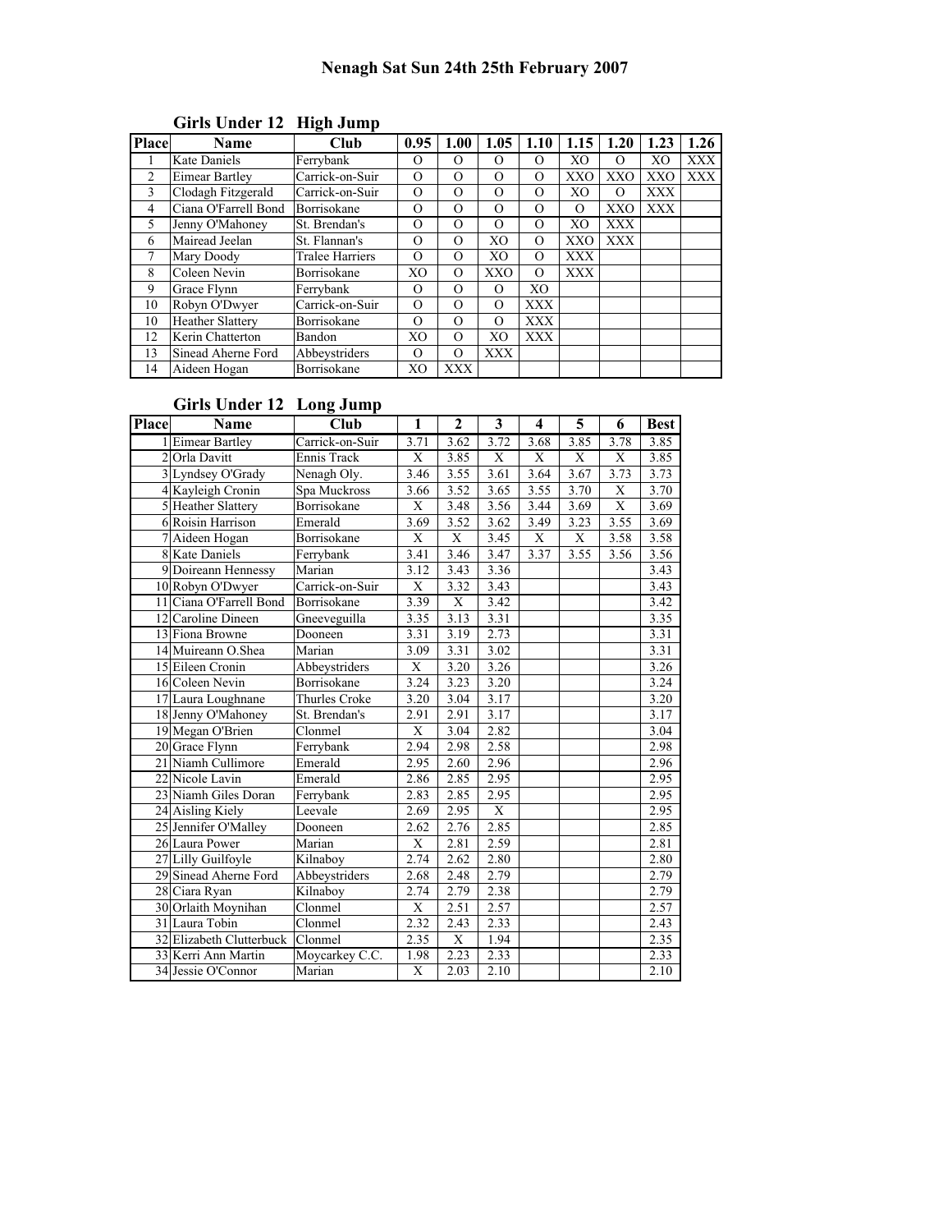# Nenagh Sat Sun 24th 25th February 2007

## Girls Under 12 High Jump

| Place | Name | Club | 0.95 | 1.00 | 1.05 | 1.10 | 1.15 | 1.20 | 1.23 | 1.26 |
|---|---|---|---|---|---|---|---|---|---|---|
| 1 | Kate Daniels | Ferrybank | O | O | O | O | XO | O | XO | XXX |
| 2 | Eimear Bartley | Carrick-on-Suir | O | O | O | O | XXO | XXO | XXO | XXX |
| 3 | Clodagh Fitzgerald | Carrick-on-Suir | O | O | O | O | XO | O | XXX | |
| 4 | Ciana O'Farrell Bond | Borrisokane | O | O | O | O | O | XXO | XXX | |
| 5 | Jenny O'Mahoney | St. Brendan's | O | O | O | O | XO | XXX | | |
| 6 | Mairead Jeelan | St. Flannan's | O | O | XO | O | XXO | XXX | | |
| 7 | Mary Doody | Tralee Harriers | O | O | XO | O | XXX | | | |
| 8 | Coleen Nevin | Borrisokane | XO | O | XXO | O | XXX | | | |
| 9 | Grace Flynn | Ferrybank | O | O | O | XO | | | | |
| 10 | Robyn O'Dwyer | Carrick-on-Suir | O | O | O | XXX | | | | |
| 10 | Heather Slattery | Borrisokane | O | O | O | XXX | | | | |
| 12 | Kerin Chatterton | Bandon | XO | O | XO | XXX | | | | |
| 13 | Sinead Aherne Ford | Abbeystriders | O | O | XXX | | | | | |
| 14 | Aideen Hogan | Borrisokane | XO | XXX | | | | | | |

## Girls Under 12 Long Jump

| Place | Name | Club | 1 | 2 | 3 | 4 | 5 | 6 | Best |
|---|---|---|---|---|---|---|---|---|---|
| 1 | Eimear Bartley | Carrick-on-Suir | 3.71 | 3.62 | 3.72 | 3.68 | 3.85 | 3.78 | 3.85 |
| 2 | Orla Davitt | Ennis Track | X | 3.85 | X | X | X | X | 3.85 |
| 3 | Lyndsey O'Grady | Nenagh Oly. | 3.46 | 3.55 | 3.61 | 3.64 | 3.67 | 3.73 | 3.73 |
| 4 | Kayleigh Cronin | Spa Muckross | 3.66 | 3.52 | 3.65 | 3.55 | 3.70 | X | 3.70 |
| 5 | Heather Slattery | Borrisokane | X | 3.48 | 3.56 | 3.44 | 3.69 | X | 3.69 |
| 6 | Roisin Harrison | Emerald | 3.69 | 3.52 | 3.62 | 3.49 | 3.23 | 3.55 | 3.69 |
| 7 | Aideen Hogan | Borrisokane | X | X | 3.45 | X | X | 3.58 | 3.58 |
| 8 | Kate Daniels | Ferrybank | 3.41 | 3.46 | 3.47 | 3.37 | 3.55 | 3.56 | 3.56 |
| 9 | Doireann Hennessy | Marian | 3.12 | 3.43 | 3.36 | | | | 3.43 |
| 10 | Robyn O'Dwyer | Carrick-on-Suir | X | 3.32 | 3.43 | | | | 3.43 |
| 11 | Ciana O'Farrell Bond | Borrisokane | 3.39 | X | 3.42 | | | | 3.42 |
| 12 | Caroline Dineen | Gneeveguilla | 3.35 | 3.13 | 3.31 | | | | 3.35 |
| 13 | Fiona Browne | Dooneen | 3.31 | 3.19 | 2.73 | | | | 3.31 |
| 14 | Muireann O.Shea | Marian | 3.09 | 3.31 | 3.02 | | | | 3.31 |
| 15 | Eileen Cronin | Abbeystriders | X | 3.20 | 3.26 | | | | 3.26 |
| 16 | Coleen Nevin | Borrisokane | 3.24 | 3.23 | 3.20 | | | | 3.24 |
| 17 | Laura Loughnane | Thurles Croke | 3.20 | 3.04 | 3.17 | | | | 3.20 |
| 18 | Jenny O'Mahoney | St. Brendan's | 2.91 | 2.91 | 3.17 | | | | 3.17 |
| 19 | Megan O'Brien | Clonmel | X | 3.04 | 2.82 | | | | 3.04 |
| 20 | Grace Flynn | Ferrybank | 2.94 | 2.98 | 2.58 | | | | 2.98 |
| 21 | Niamh Cullimore | Emerald | 2.95 | 2.60 | 2.96 | | | | 2.96 |
| 22 | Nicole Lavin | Emerald | 2.86 | 2.85 | 2.95 | | | | 2.95 |
| 23 | Niamh Giles Doran | Ferrybank | 2.83 | 2.85 | 2.95 | | | | 2.95 |
| 24 | Aisling Kiely | Leevale | 2.69 | 2.95 | X | | | | 2.95 |
| 25 | Jennifer O'Malley | Dooneen | 2.62 | 2.76 | 2.85 | | | | 2.85 |
| 26 | Laura Power | Marian | X | 2.81 | 2.59 | | | | 2.81 |
| 27 | Lilly Guilfoyle | Kilnaboy | 2.74 | 2.62 | 2.80 | | | | 2.80 |
| 29 | Sinead Aherne Ford | Abbeystriders | 2.68 | 2.48 | 2.79 | | | | 2.79 |
| 28 | Ciara Ryan | Kilnaboy | 2.74 | 2.79 | 2.38 | | | | 2.79 |
| 30 | Orlaith Moynihan | Clonmel | X | 2.51 | 2.57 | | | | 2.57 |
| 31 | Laura Tobin | Clonmel | 2.32 | 2.43 | 2.33 | | | | 2.43 |
| 32 | Elizabeth Clutterbuck | Clonmel | 2.35 | X | 1.94 | | | | 2.35 |
| 33 | Kerri Ann Martin | Moycarkey C.C. | 1.98 | 2.23 | 2.33 | | | | 2.33 |
| 34 | Jessie O'Connor | Marian | X | 2.03 | 2.10 | | | | 2.10 |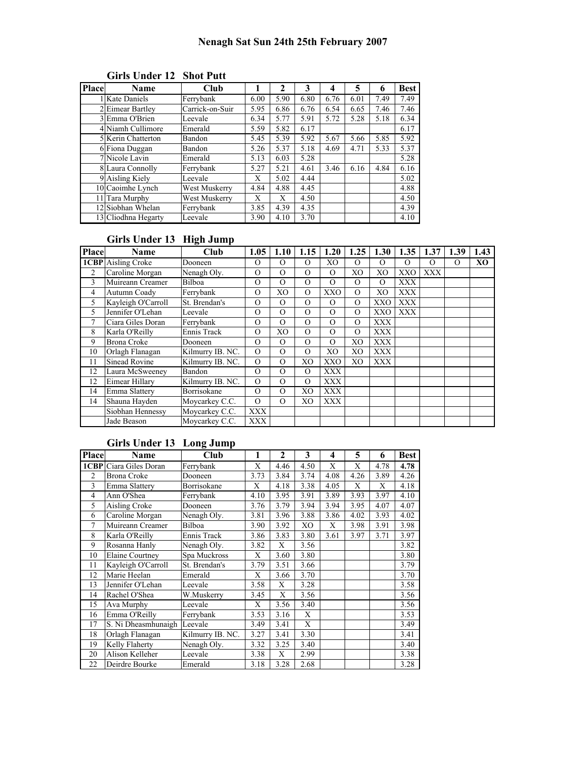## Nenagh Sat Sun 24th 25th February 2007

### Girls Under 12 Shot Putt

| Place | Name | Club | 1 | 2 | 3 | 4 | 5 | 6 | Best |
|---|---|---|---|---|---|---|---|---|---|
| 1 | Kate Daniels | Ferrybank | 6.00 | 5.90 | 6.80 | 6.76 | 6.01 | 7.49 | 7.49 |
| 2 | Eimear Bartley | Carrick-on-Suir | 5.95 | 6.86 | 6.76 | 6.54 | 6.65 | 7.46 | 7.46 |
| 3 | Emma O'Brien | Leevale | 6.34 | 5.77 | 5.91 | 5.72 | 5.28 | 5.18 | 6.34 |
| 4 | Niamh Cullimore | Emerald | 5.59 | 5.82 | 6.17 | | | | 6.17 |
| 5 | Kerin Chatterton | Bandon | 5.45 | 5.39 | 5.92 | 5.67 | 5.66 | 5.85 | 5.92 |
| 6 | Fiona Duggan | Bandon | 5.26 | 5.37 | 5.18 | 4.69 | 4.71 | 5.33 | 5.37 |
| 7 | Nicole Lavin | Emerald | 5.13 | 6.03 | 5.28 | | | | 5.28 |
| 8 | Laura Connolly | Ferrybank | 5.27 | 5.21 | 4.61 | 3.46 | 6.16 | 4.84 | 6.16 |
| 9 | Aisling Kiely | Leevale | X | 5.02 | 4.44 | | | | 5.02 |
| 10 | Caoimhe Lynch | West Muskerry | 4.84 | 4.88 | 4.45 | | | | 4.88 |
| 11 | Tara Murphy | West Muskerry | X | X | 4.50 | | | | 4.50 |
| 12 | Siobhan Whelan | Ferrybank | 3.85 | 4.39 | 4.35 | | | | 4.39 |
| 13 | Cliodhna Hegarty | Leevale | 3.90 | 4.10 | 3.70 | | | | 4.10 |

### Girls Under 13 High Jump

| Place | Name | Club | 1.05 | 1.10 | 1.15 | 1.20 | 1.25 | 1.30 | 1.35 | 1.37 | 1.39 | 1.43 |
|---|---|---|---|---|---|---|---|---|---|---|---|---|
| **1CBP** | Aisling Croke | Dooneen | O | O | O | XO | O | O | O | O | O | **XO** |
| 2 | Caroline Morgan | Nenagh Oly. | O | O | O | O | XO | XO | XXO | XXX | | |
| 3 | Muireann Creamer | Bilboa | O | O | O | O | O | O | XXX | | | |
| 4 | Autumn Coady | Ferrybank | O | XO | O | XXO | O | XO | XXX | | | |
| 5 | Kayleigh O'Carroll | St. Brendan's | O | O | O | O | O | XXO | XXX | | | |
| 5 | Jennifer O'Lehan | Leevale | O | O | O | O | O | XXO | XXX | | | |
| 7 | Ciara Giles Doran | Ferrybank | O | O | O | O | O | XXX | | | | |
| 8 | Karla O'Reilly | Ennis Track | O | XO | O | O | O | XXX | | | | |
| 9 | Brona Croke | Dooneen | O | O | O | O | XO | XXX | | | | |
| 10 | Orlagh Flanagan | Kilmurry IB. NC. | O | O | O | XO | XO | XXX | | | | |
| 11 | Sinead Rovine | Kilmurry IB. NC. | O | O | XO | XXO | XO | XXX | | | | |
| 12 | Laura McSweeney | Bandon | O | O | O | XXX | | | | | | |
| 12 | Eimear Hillary | Kilmurry IB. NC. | O | O | O | XXX | | | | | | |
| 14 | Emma Slattery | Borrisokane | O | O | XO | XXX | | | | | | |
| 14 | Shauna Hayden | Moycarkey C.C. | O | O | XO | XXX | | | | | | |
| | Siobhan Hennessy | Moycarkey C.C. | XXX | | | | | | | | | |
| | Jade Beason | Moycarkey C.C. | XXX | | | | | | | | | |

### Girls Under 13 Long Jump

| Place | Name | Club | 1 | 2 | 3 | 4 | 5 | 6 | Best |
|---|---|---|---|---|---|---|---|---|---|
| **1CBP** | Ciara Giles Doran | Ferrybank | X | 4.46 | 4.50 | X | X | 4.78 | **4.78** |
| 2 | Brona Croke | Dooneen | 3.73 | 3.84 | 3.74 | 4.08 | 4.26 | 3.89 | 4.26 |
| 3 | Emma Slattery | Borrisokane | X | 4.18 | 3.38 | 4.05 | X | X | 4.18 |
| 4 | Ann O'Shea | Ferrybank | 4.10 | 3.95 | 3.91 | 3.89 | 3.93 | 3.97 | 4.10 |
| 5 | Aisling Croke | Dooneen | 3.76 | 3.79 | 3.94 | 3.94 | 3.95 | 4.07 | 4.07 |
| 6 | Caroline Morgan | Nenagh Oly. | 3.81 | 3.96 | 3.88 | 3.86 | 4.02 | 3.93 | 4.02 |
| 7 | Muireann Creamer | Bilboa | 3.90 | 3.92 | XO | X | 3.98 | 3.91 | 3.98 |
| 8 | Karla O'Reilly | Ennis Track | 3.86 | 3.83 | 3.80 | 3.61 | 3.97 | 3.71 | 3.97 |
| 9 | Rosanna Hanly | Nenagh Oly. | 3.82 | X | 3.56 | | | | 3.82 |
| 10 | Elaine Courtney | Spa Muckross | X | 3.60 | 3.80 | | | | 3.80 |
| 11 | Kayleigh O'Carroll | St. Brendan's | 3.79 | 3.51 | 3.66 | | | | 3.79 |
| 12 | Marie Heelan | Emerald | X | 3.66 | 3.70 | | | | 3.70 |
| 13 | Jennifer O'Lehan | Leevale | 3.58 | X | 3.28 | | | | 3.58 |
| 14 | Rachel O'Shea | W.Muskerry | 3.45 | X | 3.56 | | | | 3.56 |
| 15 | Ava Murphy | Leevale | X | 3.56 | 3.40 | | | | 3.56 |
| 16 | Emma O'Reilly | Ferrybank | 3.53 | 3.16 | X | | | | 3.53 |
| 17 | S. Ni Dheasmhunaigh | Leevale | 3.49 | 3.41 | X | | | | 3.49 |
| 18 | Orlagh Flanagan | Kilmurry IB. NC. | 3.27 | 3.41 | 3.30 | | | | 3.41 |
| 19 | Kelly Flaherty | Nenagh Oly. | 3.32 | 3.25 | 3.40 | | | | 3.40 |
| 20 | Alison Kelleher | Leevale | 3.38 | X | 2.99 | | | | 3.38 |
| 22 | Deirdre Bourke | Emerald | 3.18 | 3.28 | 2.68 | | | | 3.28 |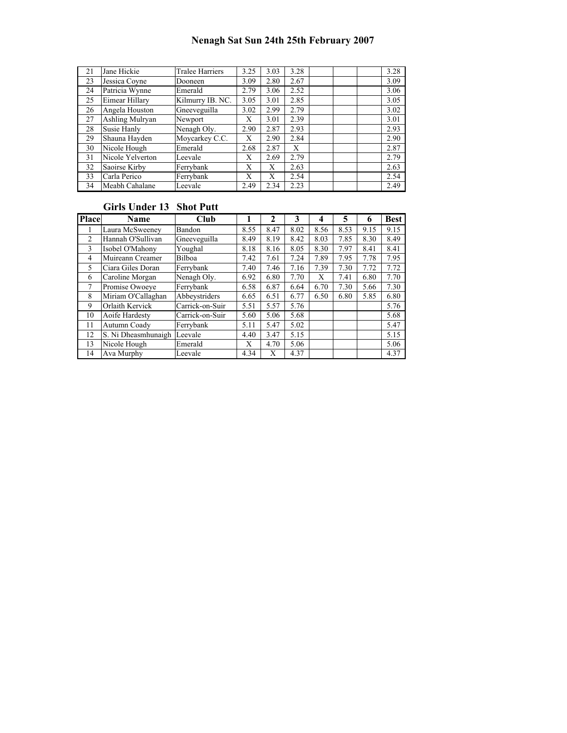# Nenagh Sat Sun 24th 25th February 2007

| | | | | | | | | | |
|---|---|---|---|---|---|---|---|---|---|
| 21 | Jane Hickie | Tralee Harriers | 3.25 | 3.03 | 3.28 | | | | 3.28 |
| 23 | Jessica Coyne | Dooneen | 3.09 | 2.80 | 2.67 | | | | 3.09 |
| 24 | Patricia Wynne | Emerald | 2.79 | 3.06 | 2.52 | | | | 3.06 |
| 25 | Eimear Hillary | Kilmurry IB. NC. | 3.05 | 3.01 | 2.85 | | | | 3.05 |
| 26 | Angela Houston | Gneeveguilla | 3.02 | 2.99 | 2.79 | | | | 3.02 |
| 27 | Ashling Mulryan | Newport | X | 3.01 | 2.39 | | | | 3.01 |
| 28 | Susie Hanly | Nenagh Oly. | 2.90 | 2.87 | 2.93 | | | | 2.93 |
| 29 | Shauna Hayden | Moycarkey C.C. | X | 2.90 | 2.84 | | | | 2.90 |
| 30 | Nicole Hough | Emerald | 2.68 | 2.87 | X | | | | 2.87 |
| 31 | Nicole Yelverton | Leevale | X | 2.69 | 2.79 | | | | 2.79 |
| 32 | Saoirse Kirby | Ferrybank | X | X | 2.63 | | | | 2.63 |
| 33 | Carla Perico | Ferrybank | X | X | 2.54 | | | | 2.54 |
| 34 | Meabh Cahalane | Leevale | 2.49 | 2.34 | 2.23 | | | | 2.49 |

## Girls Under 13 Shot Putt

| Place | Name | Club | 1 | 2 | 3 | 4 | 5 | 6 | Best |
|---|---|---|---|---|---|---|---|---|---|
| 1 | Laura McSweeney | Bandon | 8.55 | 8.47 | 8.02 | 8.56 | 8.53 | 9.15 | 9.15 |
| 2 | Hannah O'Sullivan | Gneeveguilla | 8.49 | 8.19 | 8.42 | 8.03 | 7.85 | 8.30 | 8.49 |
| 3 | Isobel O'Mahony | Youghal | 8.18 | 8.16 | 8.05 | 8.30 | 7.97 | 8.41 | 8.41 |
| 4 | Muireann Creamer | Bilboa | 7.42 | 7.61 | 7.24 | 7.89 | 7.95 | 7.78 | 7.95 |
| 5 | Ciara Giles Doran | Ferrybank | 7.40 | 7.46 | 7.16 | 7.39 | 7.30 | 7.72 | 7.72 |
| 6 | Caroline Morgan | Nenagh Oly. | 6.92 | 6.80 | 7.70 | X | 7.41 | 6.80 | 7.70 |
| 7 | Promise Owoeye | Ferrybank | 6.58 | 6.87 | 6.64 | 6.70 | 7.30 | 5.66 | 7.30 |
| 8 | Miriam O'Callaghan | Abbeystriders | 6.65 | 6.51 | 6.77 | 6.50 | 6.80 | 5.85 | 6.80 |
| 9 | Orlaith Kervick | Carrick-on-Suir | 5.51 | 5.57 | 5.76 | | | | 5.76 |
| 10 | Aoife Hardesty | Carrick-on-Suir | 5.60 | 5.06 | 5.68 | | | | 5.68 |
| 11 | Autumn Coady | Ferrybank | 5.11 | 5.47 | 5.02 | | | | 5.47 |
| 12 | S. Ni Dheasmhunaigh | Leevale | 4.40 | 3.47 | 5.15 | | | | 5.15 |
| 13 | Nicole Hough | Emerald | X | 4.70 | 5.06 | | | | 5.06 |
| 14 | Ava Murphy | Leevale | 4.34 | X | 4.37 | | | | 4.37 |